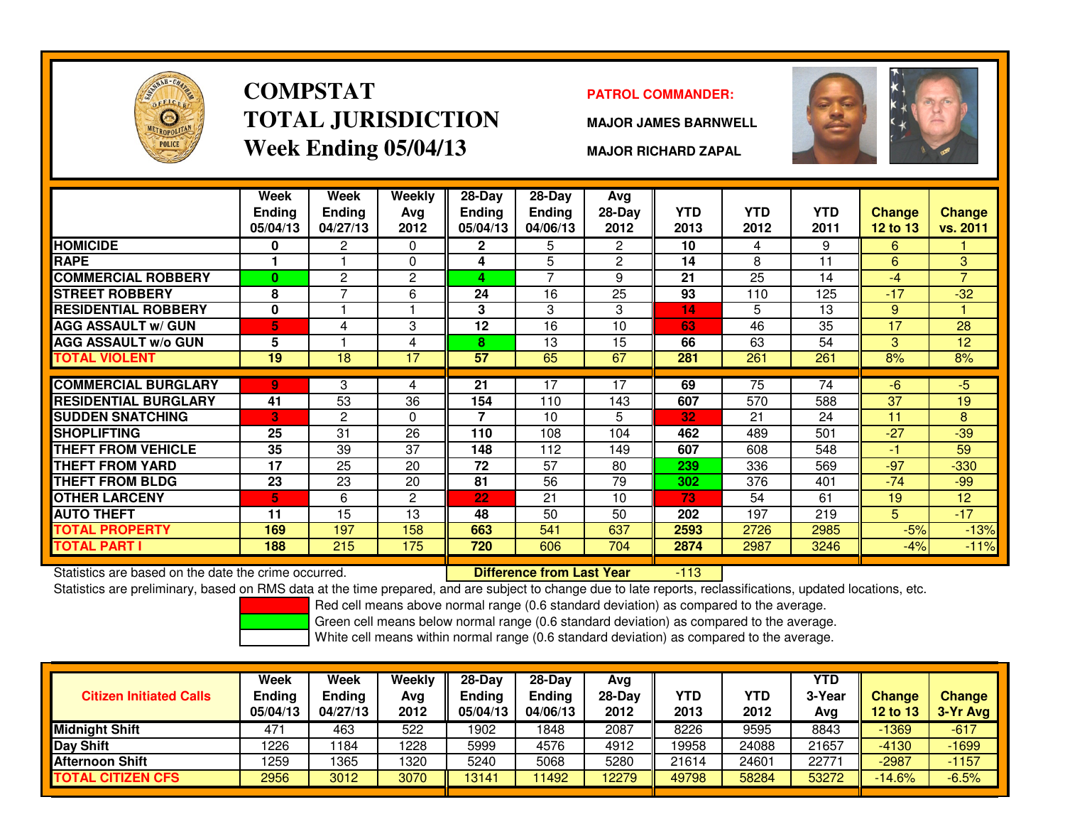# COMPSTAT
# TOTAL JURISDICTION
## Week Ending 05/04/13

**PATROL COMMANDER:**

**MAJOR JAMES BARNWELL**

**MAJOR RICHARD ZAPAL**

| | Week Ending 05/04/13 | Week Ending 04/27/13 | Weekly Avg 2012 | 28-Day Ending 05/04/13 | 28-Day Ending 04/06/13 | Avg 28-Day 2012 | YTD 2013 | YTD 2012 | YTD 2011 | Change 12 to 13 | Change vs. 2011 |
|---|---|---|---|---|---|---|---|---|---|---|---|
| HOMICIDE | 0 | 2 | 0 | 2 | 5 | 2 | 10 | 4 | 9 | 6 | 1 |
| RAPE | 1 | 1 | 0 | 4 | 5 | 2 | 14 | 8 | 11 | 6 | 3 |
| COMMERCIAL ROBBERY | 0 | 2 | 2 | 4 | 7 | 9 | 21 | 25 | 14 | -4 | 7 |
| STREET ROBBERY | 8 | 7 | 6 | 24 | 16 | 25 | 93 | 110 | 125 | -17 | -32 |
| RESIDENTIAL ROBBERY | 0 | 1 | 1 | 3 | 3 | 3 | 14 | 5 | 13 | 9 | 1 |
| AGG ASSAULT w/ GUN | 5 | 4 | 3 | 12 | 16 | 10 | 63 | 46 | 35 | 17 | 28 |
| AGG ASSAULT w/o GUN | 5 | 1 | 4 | 8 | 13 | 15 | 66 | 63 | 54 | 3 | 12 |
| TOTAL VIOLENT | 19 | 18 | 17 | 57 | 65 | 67 | 281 | 261 | 261 | 8% | 8% |
| COMMERCIAL BURGLARY | 9 | 3 | 4 | 21 | 17 | 17 | 69 | 75 | 74 | -6 | -5 |
| RESIDENTIAL BURGLARY | 41 | 53 | 36 | 154 | 110 | 143 | 607 | 570 | 588 | 37 | 19 |
| SUDDEN SNATCHING | 3 | 2 | 0 | 7 | 10 | 5 | 32 | 21 | 24 | 11 | 8 |
| SHOPLIFTING | 25 | 31 | 26 | 110 | 108 | 104 | 462 | 489 | 501 | -27 | -39 |
| THEFT FROM VEHICLE | 35 | 39 | 37 | 148 | 112 | 149 | 607 | 608 | 548 | -1 | 59 |
| THEFT FROM YARD | 17 | 25 | 20 | 72 | 57 | 80 | 239 | 336 | 569 | -97 | -330 |
| THEFT FROM BLDG | 23 | 23 | 20 | 81 | 56 | 79 | 302 | 376 | 401 | -74 | -99 |
| OTHER LARCENY | 5 | 6 | 2 | 22 | 21 | 10 | 73 | 54 | 61 | 19 | 12 |
| AUTO THEFT | 11 | 15 | 13 | 48 | 50 | 50 | 202 | 197 | 219 | 5 | -17 |
| TOTAL PROPERTY | 169 | 197 | 158 | 663 | 541 | 637 | 2593 | 2726 | 2985 | -5% | -13% |
| TOTAL PART I | 188 | 215 | 175 | 720 | 606 | 704 | 2874 | 2987 | 3246 | -4% | -11% |

Statistics are based on the date the crime occurred. **Difference from Last Year** -113

Statistics are preliminary, based on RMS data at the time prepared, and are subject to change due to late reports, reclassifications, updated locations, etc.

Red cell means above normal range (0.6 standard deviation) as compared to the average.
Green cell means below normal range (0.6 standard deviation) as compared to the average.
White cell means within normal range (0.6 standard deviation) as compared to the average.

| Citizen Initiated Calls | Week Ending 05/04/13 | Week Ending 04/27/13 | Weekly Avg 2012 | 28-Day Ending 05/04/13 | 28-Day Ending 04/06/13 | Avg 28-Day 2012 | YTD 2013 | YTD 2012 | YTD 3-Year Avg | Change 12 to 13 | Change 3-Yr Avg |
|---|---|---|---|---|---|---|---|---|---|---|---|
| Midnight Shift | 471 | 463 | 522 | 1902 | 1848 | 2087 | 8226 | 9595 | 8843 | -1369 | -617 |
| Day Shift | 1226 | 1184 | 1228 | 5999 | 4576 | 4912 | 19958 | 24088 | 21657 | -4130 | -1699 |
| Afternoon Shift | 1259 | 1365 | 1320 | 5240 | 5068 | 5280 | 21614 | 24601 | 22771 | -2987 | -1157 |
| TOTAL CITIZEN CFS | 2956 | 3012 | 3070 | 13141 | 11492 | 12279 | 49798 | 58284 | 53272 | -14.6% | -6.5% |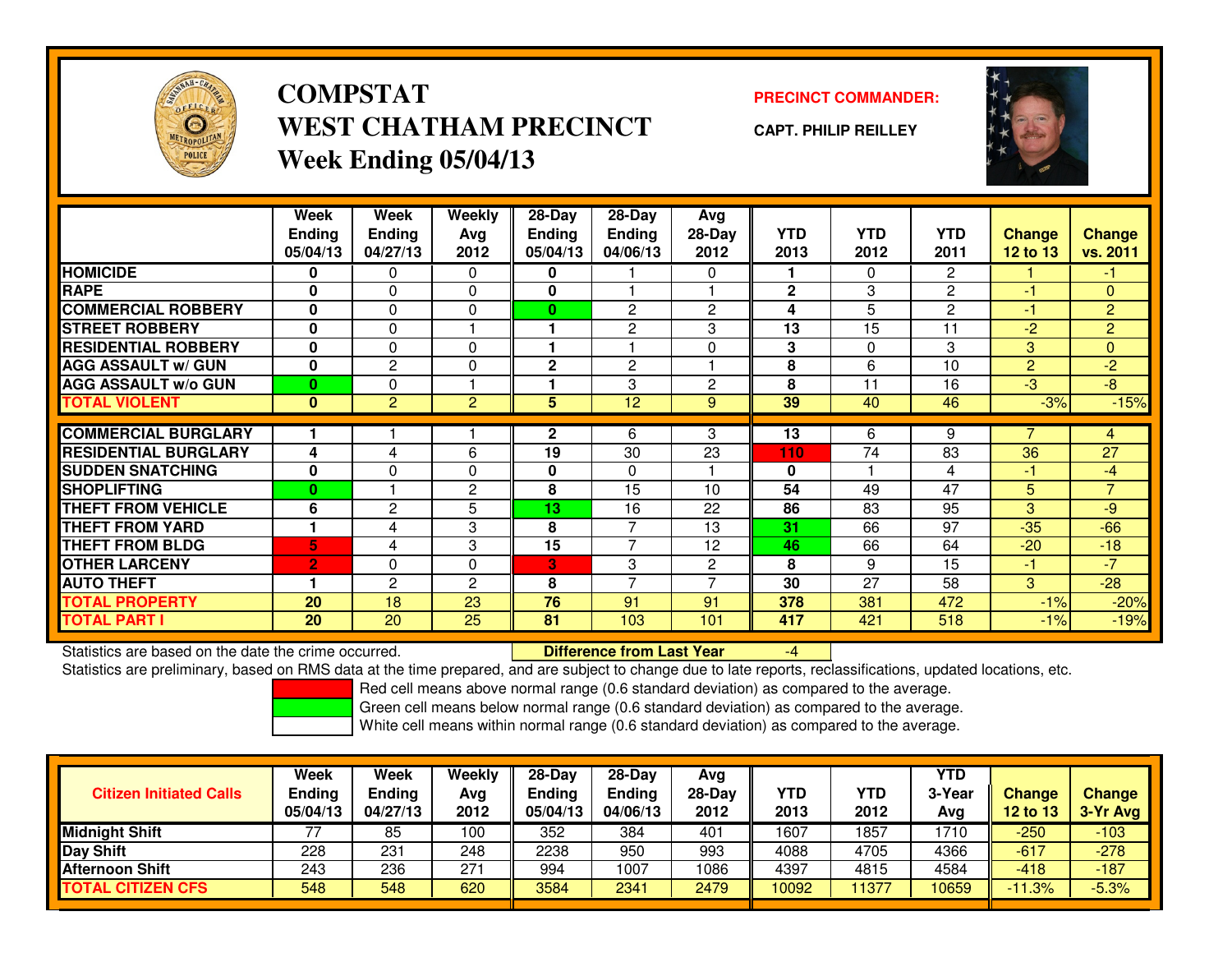# COMPSTAT
## WEST CHATHAM PRECINCT
### Week Ending 05/04/13

**PRECINCT COMMANDER:**

**CAPT. PHILIP REILLEY**

| | Week Ending 05/04/13 | Week Ending 04/27/13 | Weekly Avg 2012 | 28-Day Ending 05/04/13 | 28-Day Ending 04/06/13 | Avg 28-Day 2012 | YTD 2013 | YTD 2012 | YTD 2011 | Change 12 to 13 | Change vs. 2011 |
|---|---|---|---|---|---|---|---|---|---|---|---|
| HOMICIDE | 0 | 0 | 0 | 0 | 1 | 0 | 1 | 0 | 2 | 1 | -1 |
| RAPE | 0 | 0 | 0 | 0 | 1 | 1 | 2 | 3 | 2 | -1 | 0 |
| COMMERCIAL ROBBERY | 0 | 0 | 0 | 0 | 2 | 2 | 4 | 5 | 2 | -1 | 2 |
| STREET ROBBERY | 0 | 0 | 1 | 1 | 2 | 3 | 13 | 15 | 11 | -2 | 2 |
| RESIDENTIAL ROBBERY | 0 | 0 | 0 | 1 | 1 | 0 | 3 | 0 | 3 | 3 | 0 |
| AGG ASSAULT w/ GUN | 0 | 2 | 0 | 2 | 2 | 1 | 8 | 6 | 10 | 2 | -2 |
| AGG ASSAULT w/o GUN | 0 | 0 | 1 | 1 | 3 | 2 | 8 | 11 | 16 | -3 | -8 |
| TOTAL VIOLENT | 0 | 2 | 2 | 5 | 12 | 9 | 39 | 40 | 46 | -3% | -15% |
| COMMERCIAL BURGLARY | 1 | 1 | 1 | 2 | 6 | 3 | 13 | 6 | 9 | 7 | 4 |
| RESIDENTIAL BURGLARY | 4 | 4 | 6 | 19 | 30 | 23 | 110 | 74 | 83 | 36 | 27 |
| SUDDEN SNATCHING | 0 | 0 | 0 | 0 | 0 | 1 | 0 | 1 | 4 | -1 | -4 |
| SHOPLIFTING | 0 | 1 | 2 | 8 | 15 | 10 | 54 | 49 | 47 | 5 | 7 |
| THEFT FROM VEHICLE | 6 | 2 | 5 | 13 | 16 | 22 | 86 | 83 | 95 | 3 | -9 |
| THEFT FROM YARD | 1 | 4 | 3 | 8 | 7 | 13 | 31 | 66 | 97 | -35 | -66 |
| THEFT FROM BLDG | 5 | 4 | 3 | 15 | 7 | 12 | 46 | 66 | 64 | -20 | -18 |
| OTHER LARCENY | 2 | 0 | 0 | 3 | 3 | 2 | 8 | 9 | 15 | -1 | -7 |
| AUTO THEFT | 1 | 2 | 2 | 8 | 7 | 7 | 30 | 27 | 58 | 3 | -28 |
| TOTAL PROPERTY | 20 | 18 | 23 | 76 | 91 | 91 | 378 | 381 | 472 | -1% | -20% |
| TOTAL PART I | 20 | 20 | 25 | 81 | 103 | 101 | 417 | 421 | 518 | -1% | -19% |

Statistics are based on the date the crime occurred. **Difference from Last Year** -4

Statistics are preliminary, based on RMS data at the time prepared, and are subject to change due to late reports, reclassifications, updated locations, etc.

Red cell means above normal range (0.6 standard deviation) as compared to the average.
Green cell means below normal range (0.6 standard deviation) as compared to the average.
White cell means within normal range (0.6 standard deviation) as compared to the average.

| Citizen Initiated Calls | Week Ending 05/04/13 | Week Ending 04/27/13 | Weekly Avg 2012 | 28-Day Ending 05/04/13 | 28-Day Ending 04/06/13 | Avg 28-Day 2012 | YTD 2013 | YTD 2012 | YTD 3-Year Avg | Change 12 to 13 | Change 3-Yr Avg |
|---|---|---|---|---|---|---|---|---|---|---|---|
| Midnight Shift | 77 | 85 | 100 | 352 | 384 | 401 | 1607 | 1857 | 1710 | -250 | -103 |
| Day Shift | 228 | 231 | 248 | 2238 | 950 | 993 | 4088 | 4705 | 4366 | -617 | -278 |
| Afternoon Shift | 243 | 236 | 271 | 994 | 1007 | 1086 | 4397 | 4815 | 4584 | -418 | -187 |
| TOTAL CITIZEN CFS | 548 | 548 | 620 | 3584 | 2341 | 2479 | 10092 | 11377 | 10659 | -11.3% | -5.3% |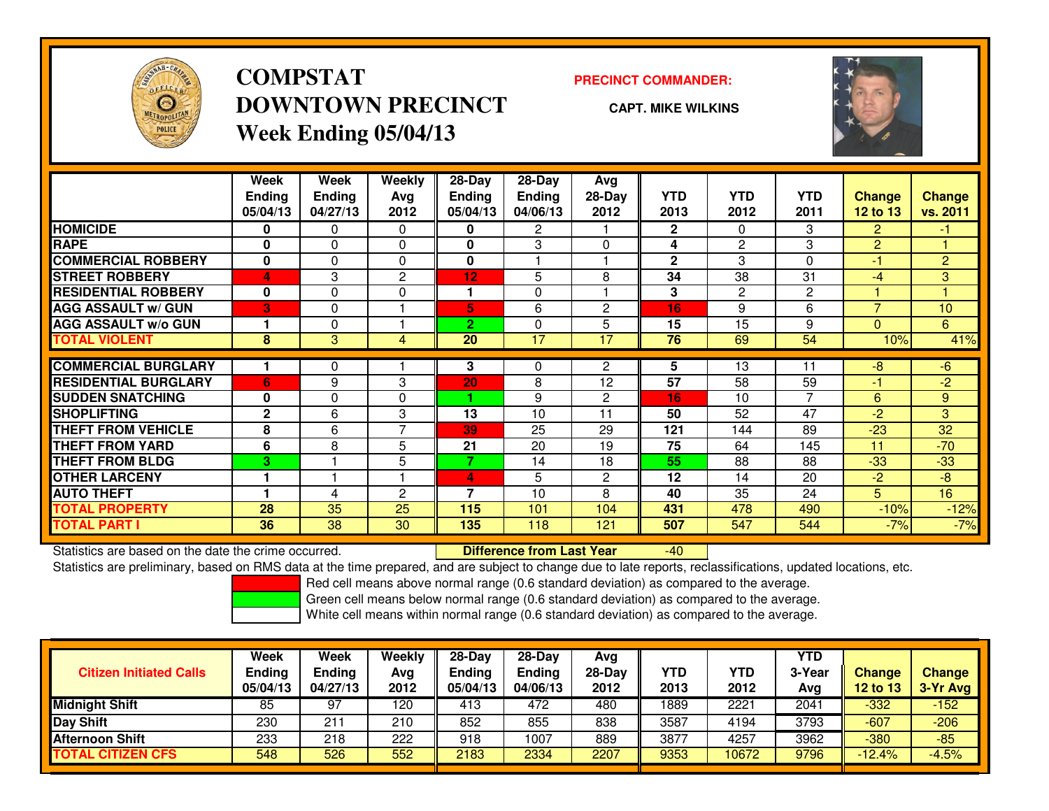# COMPSTAT
# DOWNTOWN PRECINCT
## Week Ending 05/04/13

**PRECINCT COMMANDER:**

**CAPT. MIKE WILKINS**

| | Week Ending 05/04/13 | Week Ending 04/27/13 | Weekly Avg 2012 | 28-Day Ending 05/04/13 | 28-Day Ending 04/06/13 | Avg 28-Day 2012 | YTD 2013 | YTD 2012 | YTD 2011 | Change 12 to 13 | Change vs. 2011 |
|---|---|---|---|---|---|---|---|---|---|---|---|
| HOMICIDE | 0 | 0 | 0 | 0 | 2 | 1 | 2 | 0 | 3 | 2 | -1 |
| RAPE | 0 | 0 | 0 | 0 | 3 | 0 | 4 | 2 | 3 | 2 | 1 |
| COMMERCIAL ROBBERY | 0 | 0 | 0 | 0 | 1 | 1 | 2 | 3 | 0 | -1 | 2 |
| STREET ROBBERY | 4 | 3 | 2 | 12 | 5 | 8 | 34 | 38 | 31 | -4 | 3 |
| RESIDENTIAL ROBBERY | 0 | 0 | 0 | 1 | 0 | 1 | 3 | 2 | 2 | 1 | 1 |
| AGG ASSAULT w/ GUN | 3 | 0 | 1 | 5 | 6 | 2 | 16 | 9 | 6 | 7 | 10 |
| AGG ASSAULT w/o GUN | 1 | 0 | 1 | 2 | 0 | 5 | 15 | 15 | 9 | 0 | 6 |
| TOTAL VIOLENT | 8 | 3 | 4 | 20 | 17 | 17 | 76 | 69 | 54 | 10% | 41% |
| COMMERCIAL BURGLARY | 1 | 0 | 1 | 3 | 0 | 2 | 5 | 13 | 11 | -8 | -6 |
| RESIDENTIAL BURGLARY | 6 | 9 | 3 | 20 | 8 | 12 | 57 | 58 | 59 | -1 | -2 |
| SUDDEN SNATCHING | 0 | 0 | 0 | 1 | 9 | 2 | 16 | 10 | 7 | 6 | 9 |
| SHOPLIFTING | 2 | 6 | 3 | 13 | 10 | 11 | 50 | 52 | 47 | -2 | 3 |
| THEFT FROM VEHICLE | 8 | 6 | 7 | 39 | 25 | 29 | 121 | 144 | 89 | -23 | 32 |
| THEFT FROM YARD | 6 | 8 | 5 | 21 | 20 | 19 | 75 | 64 | 145 | 11 | -70 |
| THEFT FROM BLDG | 3 | 1 | 5 | 7 | 14 | 18 | 55 | 88 | 88 | -33 | -33 |
| OTHER LARCENY | 1 | 1 | 1 | 4 | 5 | 2 | 12 | 14 | 20 | -2 | -8 |
| AUTO THEFT | 1 | 4 | 2 | 7 | 10 | 8 | 40 | 35 | 24 | 5 | 16 |
| TOTAL PROPERTY | 28 | 35 | 25 | 115 | 101 | 104 | 431 | 478 | 490 | -10% | -12% |
| TOTAL PART I | 36 | 38 | 30 | 135 | 118 | 121 | 507 | 547 | 544 | -7% | -7% |

Statistics are based on the date the crime occurred. **Difference from Last Year** -40

Statistics are preliminary, based on RMS data at the time prepared, and are subject to change due to late reports, reclassifications, updated locations, etc.

Red cell means above normal range (0.6 standard deviation) as compared to the average.
Green cell means below normal range (0.6 standard deviation) as compared to the average.
White cell means within normal range (0.6 standard deviation) as compared to the average.

| Citizen Initiated Calls | Week Ending 05/04/13 | Week Ending 04/27/13 | Weekly Avg 2012 | 28-Day Ending 05/04/13 | 28-Day Ending 04/06/13 | Avg 28-Day 2012 | YTD 2013 | YTD 2012 | YTD 3-Year Avg | Change 12 to 13 | Change 3-Yr Avg |
|---|---|---|---|---|---|---|---|---|---|---|---|
| Midnight Shift | 85 | 97 | 120 | 413 | 472 | 480 | 1889 | 2221 | 2041 | -332 | -152 |
| Day Shift | 230 | 211 | 210 | 852 | 855 | 838 | 3587 | 4194 | 3793 | -607 | -206 |
| Afternoon Shift | 233 | 218 | 222 | 918 | 1007 | 889 | 3877 | 4257 | 3962 | -380 | -85 |
| TOTAL CITIZEN CFS | 548 | 526 | 552 | 2183 | 2334 | 2207 | 9353 | 10672 | 9796 | -12.4% | -4.5% |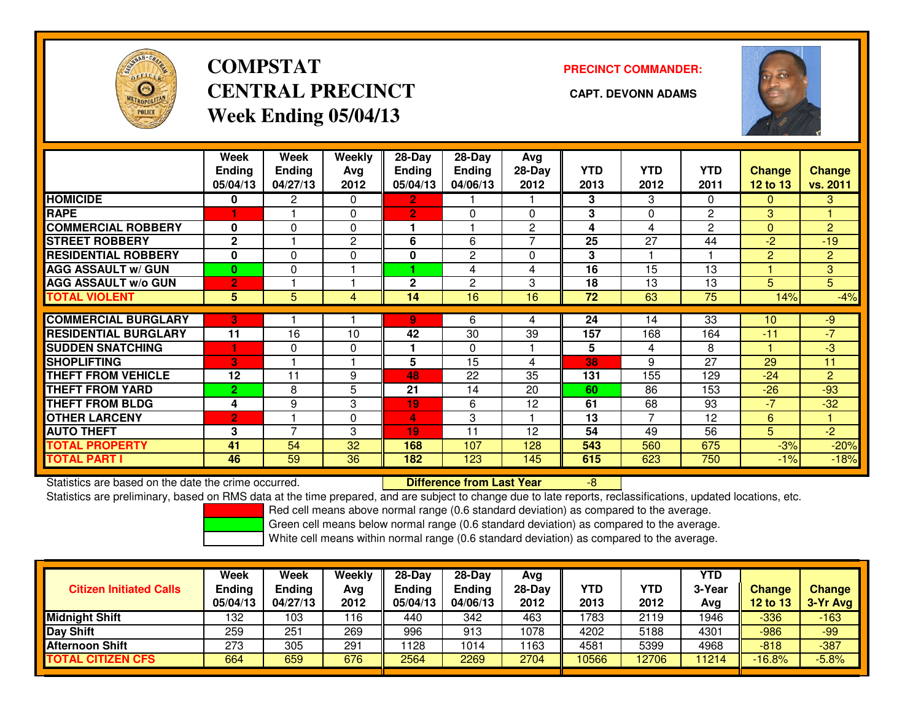# COMPSTAT
# CENTRAL PRECINCT
## Week Ending 05/04/13

**PRECINCT COMMANDER:**

**CAPT. DEVONN ADAMS**

| | Week Ending 05/04/13 | Week Ending 04/27/13 | Weekly Avg 2012 | 28-Day Ending 05/04/13 | 28-Day Ending 04/06/13 | Avg 28-Day 2012 | YTD 2013 | YTD 2012 | YTD 2011 | Change 12 to 13 | Change vs. 2011 |
|---|---|---|---|---|---|---|---|---|---|---|---|
| HOMICIDE | 0 | 2 | 0 | 2 | 1 | 1 | 3 | 3 | 0 | 0 | 3 |
| RAPE | 1 | 1 | 0 | 2 | 0 | 0 | 3 | 0 | 2 | 3 | 1 |
| COMMERCIAL ROBBERY | 0 | 0 | 0 | 1 | 1 | 2 | 4 | 4 | 2 | 0 | 2 |
| STREET ROBBERY | 2 | 1 | 2 | 6 | 6 | 7 | 25 | 27 | 44 | -2 | -19 |
| RESIDENTIAL ROBBERY | 0 | 0 | 0 | 0 | 2 | 0 | 3 | 1 | 1 | 2 | 2 |
| AGG ASSAULT w/ GUN | 0 | 0 | 1 | 1 | 4 | 4 | 16 | 15 | 13 | 1 | 3 |
| AGG ASSAULT w/o GUN | 2 | 1 | 1 | 2 | 2 | 3 | 18 | 13 | 13 | 5 | 5 |
| TOTAL VIOLENT | 5 | 5 | 4 | 14 | 16 | 16 | 72 | 63 | 75 | 14% | -4% |
| COMMERCIAL BURGLARY | 3 | 1 | 1 | 9 | 6 | 4 | 24 | 14 | 33 | 10 | -9 |
| RESIDENTIAL BURGLARY | 11 | 16 | 10 | 42 | 30 | 39 | 157 | 168 | 164 | -11 | -7 |
| SUDDEN SNATCHING | 1 | 0 | 0 | 1 | 0 | 1 | 5 | 4 | 8 | 1 | -3 |
| SHOPLIFTING | 3 | 1 | 1 | 5 | 15 | 4 | 38 | 9 | 27 | 29 | 11 |
| THEFT FROM VEHICLE | 12 | 11 | 9 | 48 | 22 | 35 | 131 | 155 | 129 | -24 | 2 |
| THEFT FROM YARD | 2 | 8 | 5 | 21 | 14 | 20 | 60 | 86 | 153 | -26 | -93 |
| THEFT FROM BLDG | 4 | 9 | 3 | 19 | 6 | 12 | 61 | 68 | 93 | -7 | -32 |
| OTHER LARCENY | 2 | 1 | 0 | 4 | 3 | 1 | 13 | 7 | 12 | 6 | 1 |
| AUTO THEFT | 3 | 7 | 3 | 19 | 11 | 12 | 54 | 49 | 56 | 5 | -2 |
| TOTAL PROPERTY | 41 | 54 | 32 | 168 | 107 | 128 | 543 | 560 | 675 | -3% | -20% |
| TOTAL PART I | 46 | 59 | 36 | 182 | 123 | 145 | 615 | 623 | 750 | -1% | -18% |

Statistics are based on the date the crime occurred. **Difference from Last Year** -8

Statistics are preliminary, based on RMS data at the time prepared, and are subject to change due to late reports, reclassifications, updated locations, etc.

Red cell means above normal range (0.6 standard deviation) as compared to the average.
Green cell means below normal range (0.6 standard deviation) as compared to the average.
White cell means within normal range (0.6 standard deviation) as compared to the average.

| Citizen Initiated Calls | Week Ending 05/04/13 | Week Ending 04/27/13 | Weekly Avg 2012 | 28-Day Ending 05/04/13 | 28-Day Ending 04/06/13 | Avg 28-Day 2012 | YTD 2013 | YTD 2012 | YTD 3-Year Avg | Change 12 to 13 | Change 3-Yr Avg |
|---|---|---|---|---|---|---|---|---|---|---|---|
| Midnight Shift | 132 | 103 | 116 | 440 | 342 | 463 | 1783 | 2119 | 1946 | -336 | -163 |
| Day Shift | 259 | 251 | 269 | 996 | 913 | 1078 | 4202 | 5188 | 4301 | -986 | -99 |
| Afternoon Shift | 273 | 305 | 291 | 1128 | 1014 | 1163 | 4581 | 5399 | 4968 | -818 | -387 |
| TOTAL CITIZEN CFS | 664 | 659 | 676 | 2564 | 2269 | 2704 | 10566 | 12706 | 11214 | -16.8% | -5.8% |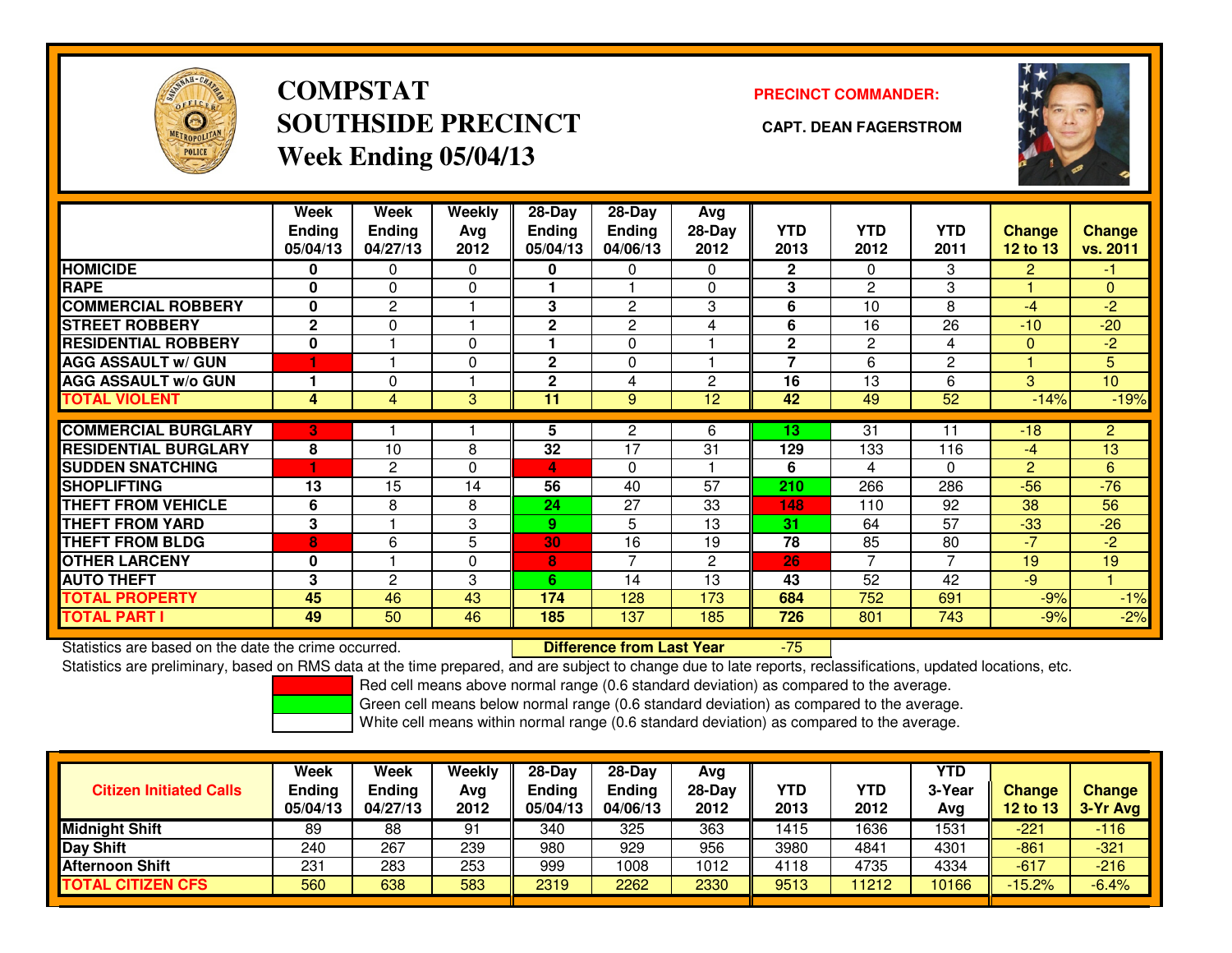# COMPSTAT SOUTHSIDE PRECINCT

## Week Ending 05/04/13

**PRECINCT COMMANDER:**

**CAPT. DEAN FAGERSTROM**

| | Week Ending 05/04/13 | Week Ending 04/27/13 | Weekly Avg 2012 | 28-Day Ending 05/04/13 | 28-Day Ending 04/06/13 | Avg 28-Day 2012 | YTD 2013 | YTD 2012 | YTD 2011 | Change 12 to 13 | Change vs. 2011 |
|---|---|---|---|---|---|---|---|---|---|---|---|
| HOMICIDE | 0 | 0 | 0 | 0 | 0 | 0 | 2 | 0 | 3 | 2 | -1 |
| RAPE | 0 | 0 | 0 | 1 | 1 | 0 | 3 | 2 | 3 | 1 | 0 |
| COMMERCIAL ROBBERY | 0 | 2 | 1 | 3 | 2 | 3 | 6 | 10 | 8 | -4 | -2 |
| STREET ROBBERY | 2 | 0 | 1 | 2 | 2 | 4 | 6 | 16 | 26 | -10 | -20 |
| RESIDENTIAL ROBBERY | 0 | 1 | 0 | 1 | 0 | 1 | 2 | 2 | 4 | 0 | -2 |
| AGG ASSAULT w/ GUN | 1 | 1 | 0 | 2 | 0 | 1 | 7 | 6 | 2 | 1 | 5 |
| AGG ASSAULT w/o GUN | 1 | 0 | 1 | 2 | 4 | 2 | 16 | 13 | 6 | 3 | 10 |
| TOTAL VIOLENT | 4 | 4 | 3 | 11 | 9 | 12 | 42 | 49 | 52 | -14% | -19% |
| COMMERCIAL BURGLARY | 3 | 1 | 1 | 5 | 2 | 6 | 13 | 31 | 11 | -18 | 2 |
| RESIDENTIAL BURGLARY | 8 | 10 | 8 | 32 | 17 | 31 | 129 | 133 | 116 | -4 | 13 |
| SUDDEN SNATCHING | 1 | 2 | 0 | 4 | 0 | 1 | 6 | 4 | 0 | 2 | 6 |
| SHOPLIFTING | 13 | 15 | 14 | 56 | 40 | 57 | 210 | 266 | 286 | -56 | -76 |
| THEFT FROM VEHICLE | 6 | 8 | 8 | 24 | 27 | 33 | 148 | 110 | 92 | 38 | 56 |
| THEFT FROM YARD | 3 | 1 | 3 | 9 | 5 | 13 | 31 | 64 | 57 | -33 | -26 |
| THEFT FROM BLDG | 8 | 6 | 5 | 30 | 16 | 19 | 78 | 85 | 80 | -7 | -2 |
| OTHER LARCENY | 0 | 1 | 0 | 8 | 7 | 2 | 26 | 7 | 7 | 19 | 19 |
| AUTO THEFT | 3 | 2 | 3 | 6 | 14 | 13 | 43 | 52 | 42 | -9 | 1 |
| TOTAL PROPERTY | 45 | 46 | 43 | 174 | 128 | 173 | 684 | 752 | 691 | -9% | -1% |
| TOTAL PART I | 49 | 50 | 46 | 185 | 137 | 185 | 726 | 801 | 743 | -9% | -2% |

Statistics are based on the date the crime occurred. **Difference from Last Year** -75

Statistics are preliminary, based on RMS data at the time prepared, and are subject to change due to late reports, reclassifications, updated locations, etc.

Red cell means above normal range (0.6 standard deviation) as compared to the average.

Green cell means below normal range (0.6 standard deviation) as compared to the average.

White cell means within normal range (0.6 standard deviation) as compared to the average.

| Citizen Initiated Calls | Week Ending 05/04/13 | Week Ending 04/27/13 | Weekly Avg 2012 | 28-Day Ending 05/04/13 | 28-Day Ending 04/06/13 | Avg 28-Day 2012 | YTD 2013 | YTD 2012 | YTD 3-Year Avg | Change 12 to 13 | Change 3-Yr Avg |
|---|---|---|---|---|---|---|---|---|---|---|---|
| Midnight Shift | 89 | 88 | 91 | 340 | 325 | 363 | 1415 | 1636 | 1531 | -221 | -116 |
| Day Shift | 240 | 267 | 239 | 980 | 929 | 956 | 3980 | 4841 | 4301 | -861 | -321 |
| Afternoon Shift | 231 | 283 | 253 | 999 | 1008 | 1012 | 4118 | 4735 | 4334 | -617 | -216 |
| TOTAL CITIZEN CFS | 560 | 638 | 583 | 2319 | 2262 | 2330 | 9513 | 11212 | 10166 | -15.2% | -6.4% |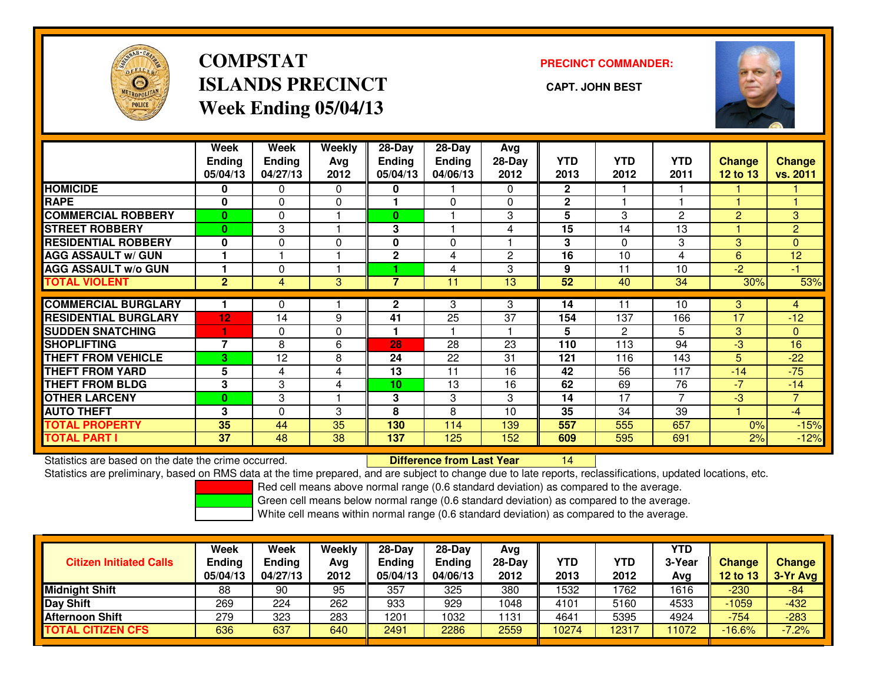# COMPSTAT
# ISLANDS PRECINCT
# Week Ending 05/04/13

**PRECINCT COMMANDER:**

**CAPT. JOHN BEST**

| | Week Ending 05/04/13 | Week Ending 04/27/13 | Weekly Avg 2012 | 28-Day Ending 05/04/13 | 28-Day Ending 04/06/13 | Avg 28-Day 2012 | YTD 2013 | YTD 2012 | YTD 2011 | Change 12 to 13 | Change vs. 2011 |
|---|---|---|---|---|---|---|---|---|---|---|---|
| HOMICIDE | 0 | 0 | 0 | 0 | 1 | 0 | 2 | 1 | 1 | 1 | 1 |
| RAPE | 0 | 0 | 0 | 1 | 0 | 0 | 2 | 1 | 1 | 1 | 1 |
| COMMERCIAL ROBBERY | 0 | 0 | 1 | 0 | 1 | 3 | 5 | 3 | 2 | 2 | 3 |
| STREET ROBBERY | 0 | 3 | 1 | 3 | 1 | 4 | 15 | 14 | 13 | 1 | 2 |
| RESIDENTIAL ROBBERY | 0 | 0 | 0 | 0 | 0 | 1 | 3 | 0 | 3 | 3 | 0 |
| AGG ASSAULT w/ GUN | 1 | 1 | 1 | 2 | 4 | 2 | 16 | 10 | 4 | 6 | 12 |
| AGG ASSAULT w/o GUN | 1 | 0 | 1 | 1 | 4 | 3 | 9 | 11 | 10 | -2 | -1 |
| TOTAL VIOLENT | 2 | 4 | 3 | 7 | 11 | 13 | 52 | 40 | 34 | 30% | 53% |
| COMMERCIAL BURGLARY | 1 | 0 | 1 | 2 | 3 | 3 | 14 | 11 | 10 | 3 | 4 |
| RESIDENTIAL BURGLARY | 12 | 14 | 9 | 41 | 25 | 37 | 154 | 137 | 166 | 17 | -12 |
| SUDDEN SNATCHING | 1 | 0 | 0 | 1 | 1 | 1 | 5 | 2 | 5 | 3 | 0 |
| SHOPLIFTING | 7 | 8 | 6 | 28 | 28 | 23 | 110 | 113 | 94 | -3 | 16 |
| THEFT FROM VEHICLE | 3 | 12 | 8 | 24 | 22 | 31 | 121 | 116 | 143 | 5 | -22 |
| THEFT FROM YARD | 5 | 4 | 4 | 13 | 11 | 16 | 42 | 56 | 117 | -14 | -75 |
| THEFT FROM BLDG | 3 | 3 | 4 | 10 | 13 | 16 | 62 | 69 | 76 | -7 | -14 |
| OTHER LARCENY | 0 | 3 | 1 | 3 | 3 | 3 | 14 | 17 | 7 | -3 | 7 |
| AUTO THEFT | 3 | 0 | 3 | 8 | 8 | 10 | 35 | 34 | 39 | 1 | -4 |
| TOTAL PROPERTY | 35 | 44 | 35 | 130 | 114 | 139 | 557 | 555 | 657 | 0% | -15% |
| TOTAL PART I | 37 | 48 | 38 | 137 | 125 | 152 | 609 | 595 | 691 | 2% | -12% |

Statistics are based on the date the crime occurred. **Difference from Last Year** 14

Statistics are preliminary, based on RMS data at the time prepared, and are subject to change due to late reports, reclassifications, updated locations, etc.

Red cell means above normal range (0.6 standard deviation) as compared to the average.

Green cell means below normal range (0.6 standard deviation) as compared to the average.

White cell means within normal range (0.6 standard deviation) as compared to the average.

| Citizen Initiated Calls | Week Ending 05/04/13 | Week Ending 04/27/13 | Weekly Avg 2012 | 28-Day Ending 05/04/13 | 28-Day Ending 04/06/13 | Avg 28-Day 2012 | YTD 2013 | YTD 2012 | YTD 3-Year Avg | Change 12 to 13 | Change 3-Yr Avg |
|---|---|---|---|---|---|---|---|---|---|---|---|
| Midnight Shift | 88 | 90 | 95 | 357 | 325 | 380 | 1532 | 1762 | 1616 | -230 | -84 |
| Day Shift | 269 | 224 | 262 | 933 | 929 | 1048 | 4101 | 5160 | 4533 | -1059 | -432 |
| Afternoon Shift | 279 | 323 | 283 | 1201 | 1032 | 1131 | 4641 | 5395 | 4924 | -754 | -283 |
| TOTAL CITIZEN CFS | 636 | 637 | 640 | 2491 | 2286 | 2559 | 10274 | 12317 | 11072 | -16.6% | -7.2% |